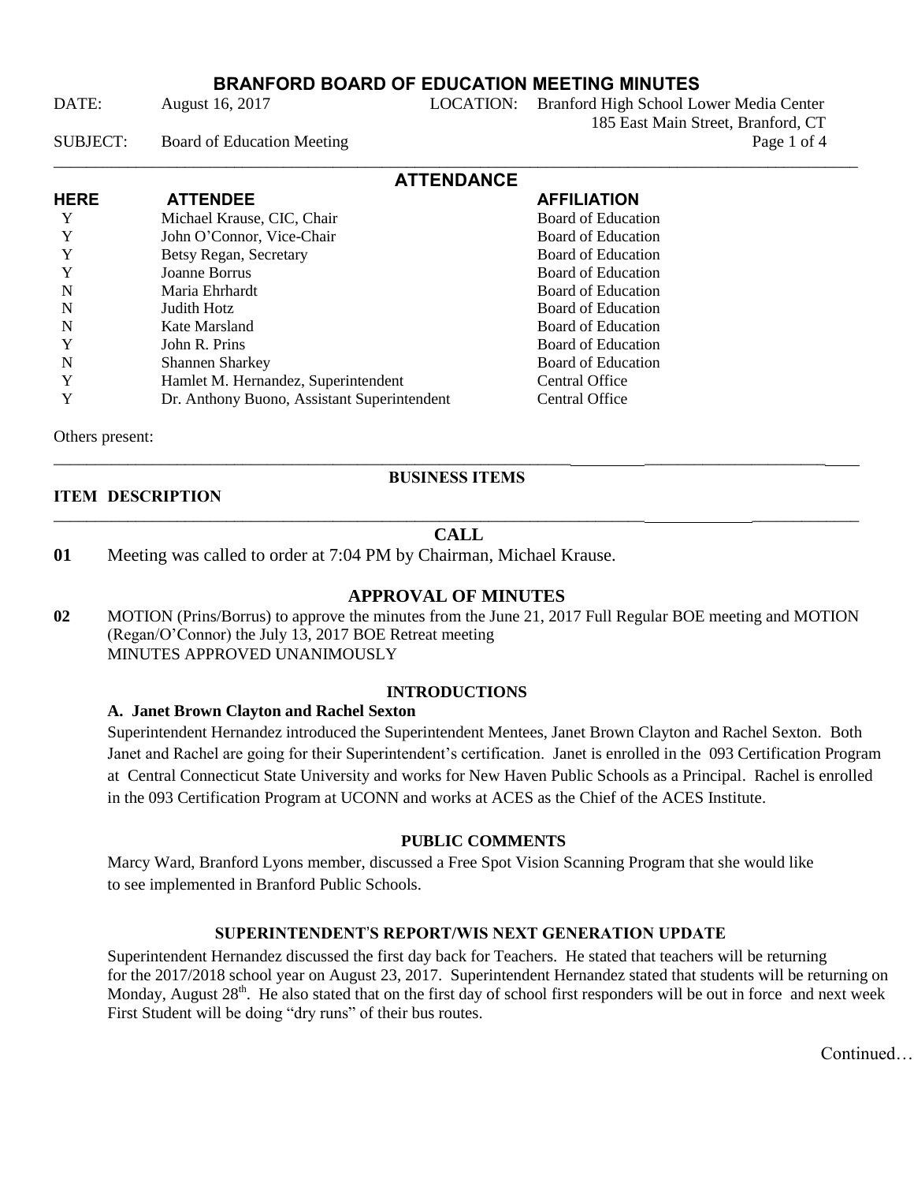# BRANFORD BOARD OF EDUCATION MEETING MINUTES

DATE: August 16, 2017 LOCATION: Branford High School Lower Media Center
185 East Main Street, Branford, CT

SUBJECT: Board of Education Meeting

## ATTENDANCE

| HERE | ATTENDEE | AFFILIATION |
|---|---|---|
| Y | Michael Krause, CIC, Chair | Board of Education |
| Y | John O'Connor, Vice-Chair | Board of Education |
| Y | Betsy Regan, Secretary | Board of Education |
| Y | Joanne Borrus | Board of Education |
| N | Maria Ehrhardt | Board of Education |
| N | Judith Hotz | Board of Education |
| N | Kate Marsland | Board of Education |
| Y | John R. Prins | Board of Education |
| N | Shannen Sharkey | Board of Education |
| Y | Hamlet M. Hernandez, Superintendent | Central Office |
| Y | Dr. Anthony Buono, Assistant Superintendent | Central Office |

Others present:

## BUSINESS ITEMS

**ITEM DESCRIPTION**

### CALL

**01** Meeting was called to order at 7:04 PM by Chairman, Michael Krause.

### APPROVAL OF MINUTES

**02** MOTION (Prins/Borrus) to approve the minutes from the June 21, 2017 Full Regular BOE meeting and MOTION (Regan/O'Connor) the July 13, 2017 BOE Retreat meeting
MINUTES APPROVED UNANIMOUSLY

### INTRODUCTIONS

**A. Janet Brown Clayton and Rachel Sexton**

Superintendent Hernandez introduced the Superintendent Mentees, Janet Brown Clayton and Rachel Sexton. Both Janet and Rachel are going for their Superintendent's certification. Janet is enrolled in the 093 Certification Program at Central Connecticut State University and works for New Haven Public Schools as a Principal. Rachel is enrolled in the 093 Certification Program at UCONN and works at ACES as the Chief of the ACES Institute.

### PUBLIC COMMENTS

Marcy Ward, Branford Lyons member, discussed a Free Spot Vision Scanning Program that she would like to see implemented in Branford Public Schools.

### SUPERINTENDENT'S REPORT/WIS NEXT GENERATION UPDATE

Superintendent Hernandez discussed the first day back for Teachers. He stated that teachers will be returning for the 2017/2018 school year on August 23, 2017. Superintendent Hernandez stated that students will be returning on Monday, August 28th. He also stated that on the first day of school first responders will be out in force and next week First Student will be doing "dry runs" of their bus routes.

Continued…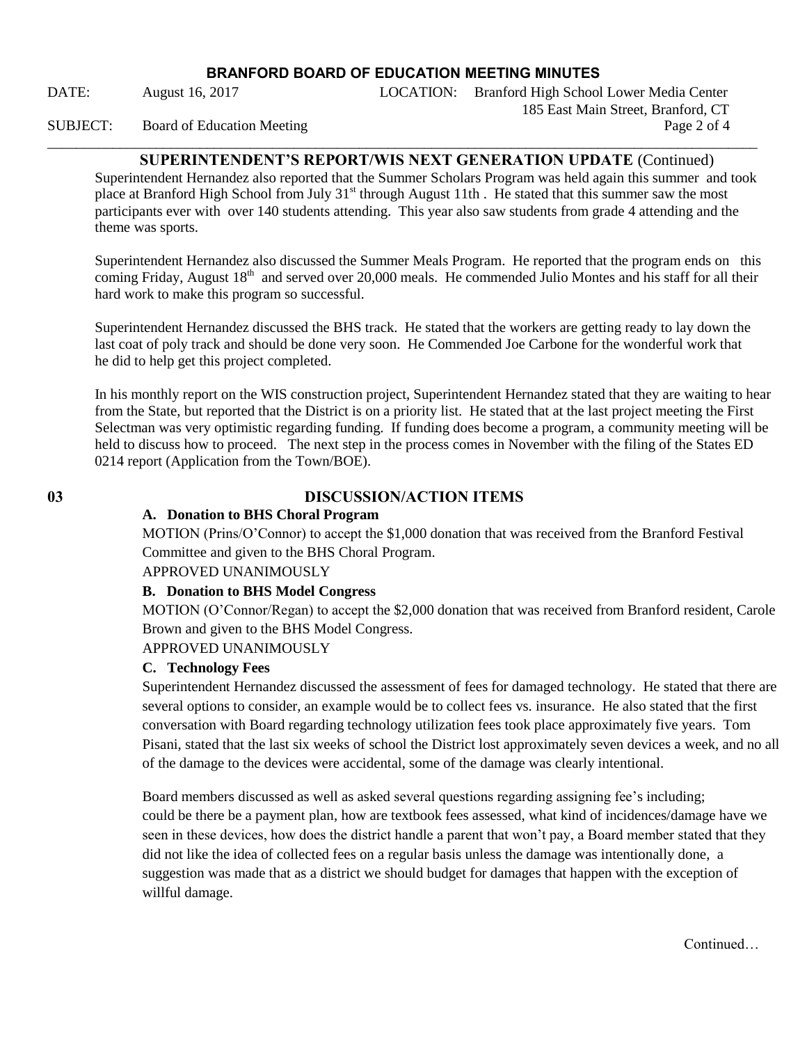## SUPERINTENDENT'S REPORT/WIS NEXT GENERATION UPDATE (Continued)

Superintendent Hernandez also reported that the Summer Scholars Program was held again this summer and took place at Branford High School from July 31st through August 11th . He stated that this summer saw the most participants ever with over 140 students attending. This year also saw students from grade 4 attending and the theme was sports.

Superintendent Hernandez also discussed the Summer Meals Program. He reported that the program ends on this coming Friday, August 18th and served over 20,000 meals. He commended Julio Montes and his staff for all their hard work to make this program so successful.

Superintendent Hernandez discussed the BHS track. He stated that the workers are getting ready to lay down the last coat of poly track and should be done very soon. He Commended Joe Carbone for the wonderful work that he did to help get this project completed.

In his monthly report on the WIS construction project, Superintendent Hernandez stated that they are waiting to hear from the State, but reported that the District is on a priority list. He stated that at the last project meeting the First Selectman was very optimistic regarding funding. If funding does become a program, a community meeting will be held to discuss how to proceed. The next step in the process comes in November with the filing of the States ED 0214 report (Application from the Town/BOE).

## 03 DISCUSSION/ACTION ITEMS

### A. Donation to BHS Choral Program

MOTION (Prins/O'Connor) to accept the $1,000 donation that was received from the Branford Festival Committee and given to the BHS Choral Program.

APPROVED UNANIMOUSLY

### B. Donation to BHS Model Congress

MOTION (O'Connor/Regan) to accept the $2,000 donation that was received from Branford resident, Carole Brown and given to the BHS Model Congress.

APPROVED UNANIMOUSLY

### C. Technology Fees

Superintendent Hernandez discussed the assessment of fees for damaged technology. He stated that there are several options to consider, an example would be to collect fees vs. insurance. He also stated that the first conversation with Board regarding technology utilization fees took place approximately five years. Tom Pisani, stated that the last six weeks of school the District lost approximately seven devices a week, and no all of the damage to the devices were accidental, some of the damage was clearly intentional.

Board members discussed as well as asked several questions regarding assigning fee's including; could be there be a payment plan, how are textbook fees assessed, what kind of incidences/damage have we seen in these devices, how does the district handle a parent that won't pay, a Board member stated that they did not like the idea of collected fees on a regular basis unless the damage was intentionally done, a suggestion was made that as a district we should budget for damages that happen with the exception of willful damage.

Continued…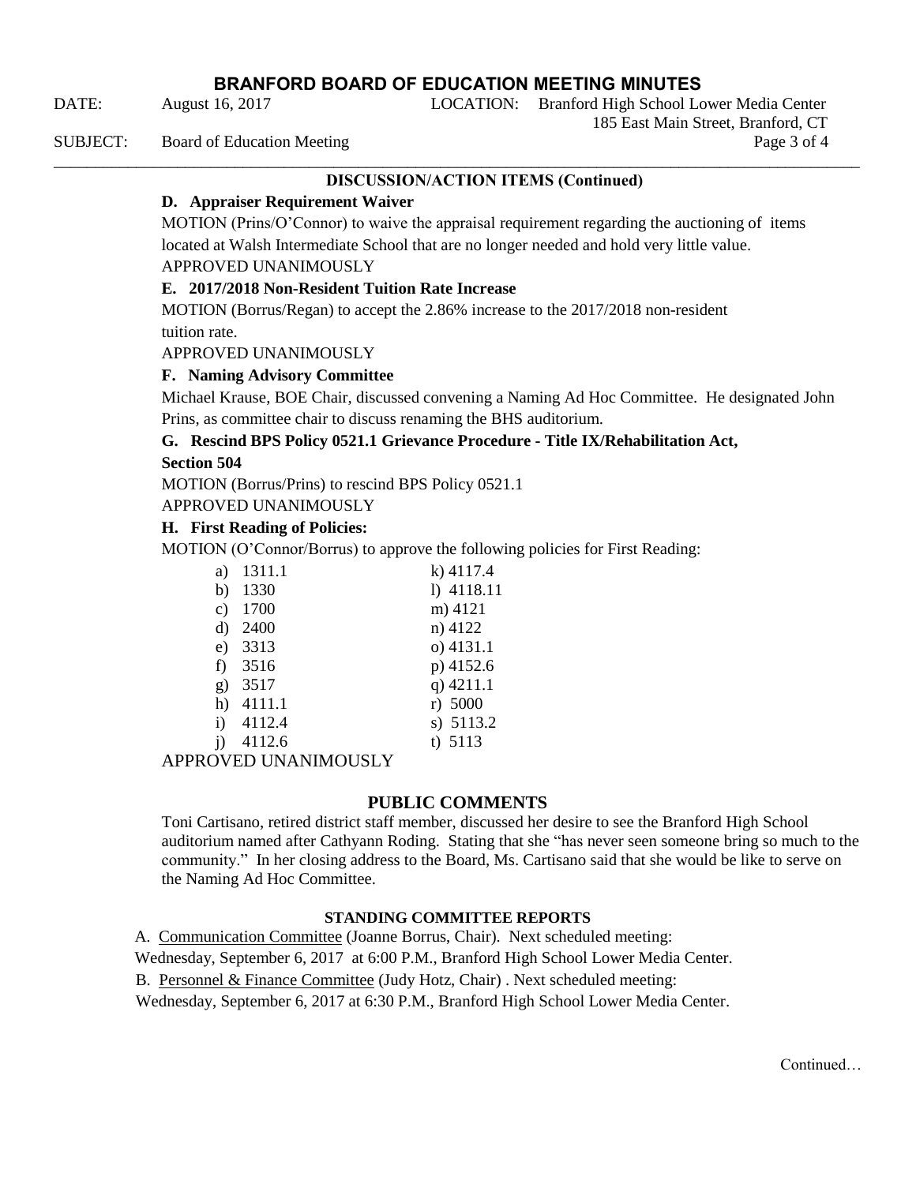### DISCUSSION/ACTION ITEMS (Continued)

**D. Appraiser Requirement Waiver**

MOTION (Prins/O'Connor) to waive the appraisal requirement regarding the auctioning of items located at Walsh Intermediate School that are no longer needed and hold very little value.

APPROVED UNANIMOUSLY

**E. 2017/2018 Non-Resident Tuition Rate Increase**

MOTION (Borrus/Regan) to accept the 2.86% increase to the 2017/2018 non-resident tuition rate.

APPROVED UNANIMOUSLY

**F. Naming Advisory Committee**

Michael Krause, BOE Chair, discussed convening a Naming Ad Hoc Committee. He designated John Prins, as committee chair to discuss renaming the BHS auditorium.

**G. Rescind BPS Policy 0521.1 Grievance Procedure - Title IX/Rehabilitation Act, Section 504**

MOTION (Borrus/Prins) to rescind BPS Policy 0521.1

APPROVED UNANIMOUSLY

**H. First Reading of Policies:**

MOTION (O'Connor/Borrus) to approve the following policies for First Reading:

a) 1311.1
b) 1330
c) 1700
d) 2400
e) 3313
f) 3516
g) 3517
h) 4111.1
i) 4112.4
j) 4112.6
k) 4117.4
l) 4118.11
m) 4121
n) 4122
o) 4131.1
p) 4152.6
q) 4211.1
r) 5000
s) 5113.2
t) 5113

APPROVED UNANIMOUSLY

### PUBLIC COMMENTS

Toni Cartisano, retired district staff member, discussed her desire to see the Branford High School auditorium named after Cathyann Roding. Stating that she "has never seen someone bring so much to the community." In her closing address to the Board, Ms. Cartisano said that she would be like to serve on the Naming Ad Hoc Committee.

### STANDING COMMITTEE REPORTS

A. Communication Committee (Joanne Borrus, Chair). Next scheduled meeting: Wednesday, September 6, 2017 at 6:00 P.M., Branford High School Lower Media Center.

B. Personnel & Finance Committee (Judy Hotz, Chair) . Next scheduled meeting: Wednesday, September 6, 2017 at 6:30 P.M., Branford High School Lower Media Center.

Continued…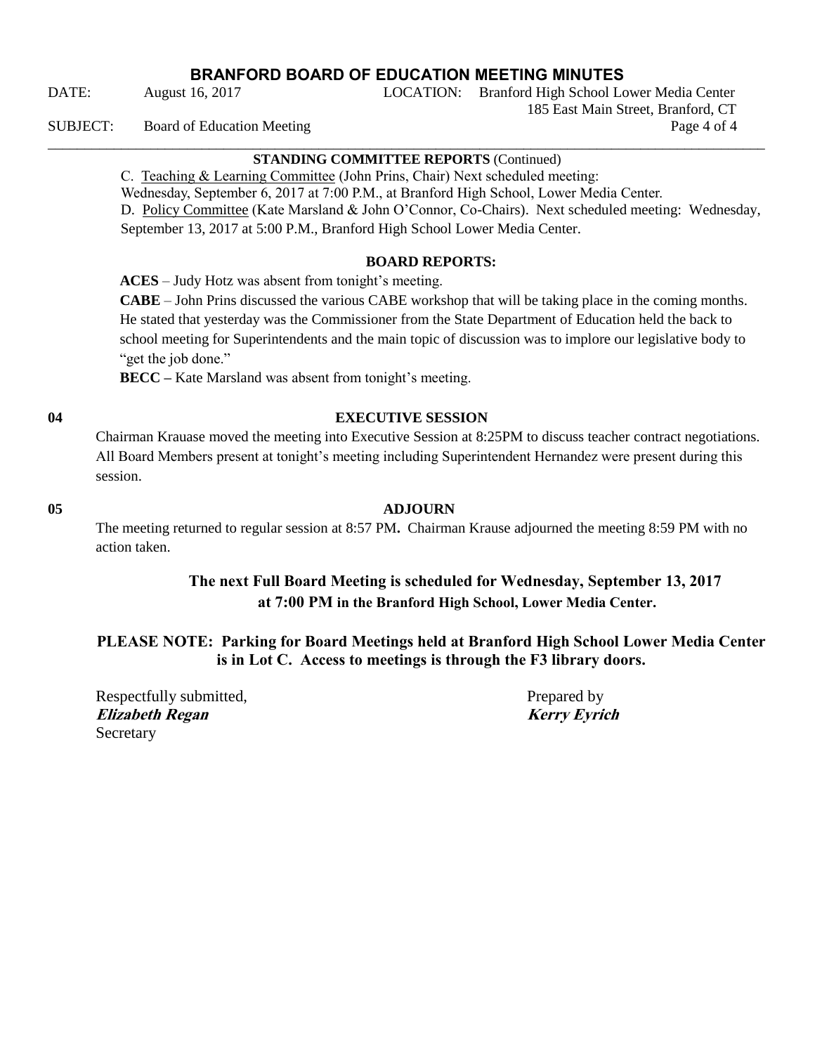**STANDING COMMITTEE REPORTS** (Continued)

C. Teaching & Learning Committee (John Prins, Chair) Next scheduled meeting: Wednesday, September 6, 2017 at 7:00 P.M., at Branford High School, Lower Media Center.

D. Policy Committee (Kate Marsland & John O'Connor, Co-Chairs). Next scheduled meeting: Wednesday, September 13, 2017 at 5:00 P.M., Branford High School Lower Media Center.

**BOARD REPORTS:**

**ACES** – Judy Hotz was absent from tonight's meeting.

**CABE** – John Prins discussed the various CABE workshop that will be taking place in the coming months. He stated that yesterday was the Commissioner from the State Department of Education held the back to school meeting for Superintendents and the main topic of discussion was to implore our legislative body to "get the job done."

**BECC –** Kate Marsland was absent from tonight's meeting.

**04 EXECUTIVE SESSION**

Chairman Krauase moved the meeting into Executive Session at 8:25PM to discuss teacher contract negotiations. All Board Members present at tonight's meeting including Superintendent Hernandez were present during this session.

**05 ADJOURN**

The meeting returned to regular session at 8:57 PM**.** Chairman Krause adjourned the meeting 8:59 PM with no action taken.

**The next Full Board Meeting is scheduled for Wednesday, September 13, 2017 at 7:00 PM in the Branford High School, Lower Media Center.**

**PLEASE NOTE: Parking for Board Meetings held at Branford High School Lower Media Center is in Lot C. Access to meetings is through the F3 library doors.**

Respectfully submitted,
***Elizabeth Regan***
Secretary

Prepared by
***Kerry Eyrich***